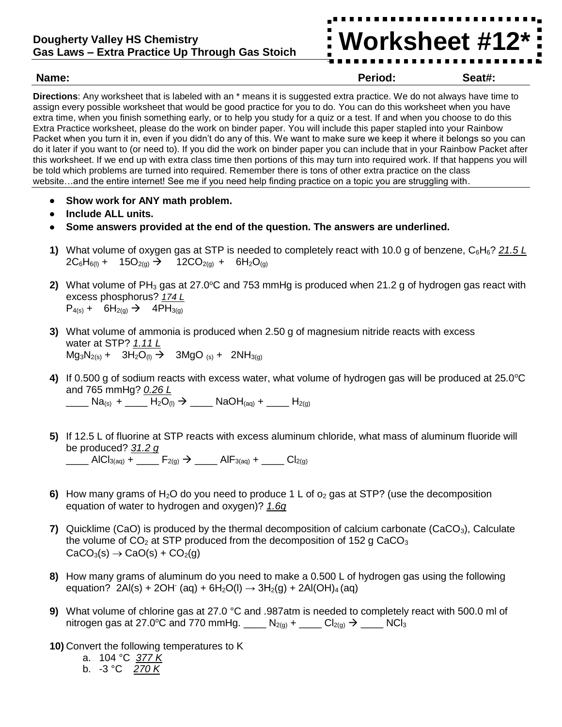**Dougherty Valley HS Chemistry**
**Gas Laws – Extra Practice Up Through Gas Stoich**

# Worksheet #12*

**Name:** **Period:** **Seat#:**

**Directions**: Any worksheet that is labeled with an * means it is suggested extra practice. We do not always have time to assign every possible worksheet that would be good practice for you to do. You can do this worksheet when you have extra time, when you finish something early, or to help you study for a quiz or a test. If and when you choose to do this Extra Practice worksheet, please do the work on binder paper. You will include this paper stapled into your Rainbow Packet when you turn it in, even if you didn't do any of this. We want to make sure we keep it where it belongs so you can do it later if you want to (or need to). If you did the work on binder paper you can include that in your Rainbow Packet after this worksheet. If we end up with extra class time then portions of this may turn into required work. If that happens you will be told which problems are turned into required. Remember there is tons of other extra practice on the class website…and the entire internet! See me if you need help finding practice on a topic you are struggling with.

- **Show work for ANY math problem.**
- **Include ALL units.**
- **Some answers provided at the end of the question. The answers are underlined.**

1) What volume of oxygen gas at STP is needed to completely react with 10.0 g of benzene, $C_6H_6$? *21.5 L*
   $2C_6H_{6(l)} + 15O_{2(g)} \rightarrow 12CO_{2(g)} + 6H_2O_{(g)}$

2) What volume of $PH_3$ gas at 27.0°C and 753 mmHg is produced when 21.2 g of hydrogen gas react with excess phosphorus? *174 L*
   $P_{4(s)} + 6H_{2(g)} \rightarrow 4PH_{3(g)}$

3) What volume of ammonia is produced when 2.50 g of magnesium nitride reacts with excess water at STP? *1.11 L*
   $Mg_3N_{2(s)} + 3H_2O_{(l)} \rightarrow 3MgO_{(s)} + 2NH_{3(g)}$

4) If 0.500 g of sodium reacts with excess water, what volume of hydrogen gas will be produced at 25.0°C and 765 mmHg? *0.26 L*
   \_\_\_\_ $Na_{(s)}$ + \_\_\_\_ $H_2O_{(l)} \rightarrow$ \_\_\_\_ $NaOH_{(aq)}$ + \_\_\_\_ $H_{2(g)}$

5) If 12.5 L of fluorine at STP reacts with excess aluminum chloride, what mass of aluminum fluoride will be produced? *31.2 g*
   \_\_\_\_ $AlCl_{3(aq)}$ + \_\_\_\_ $F_{2(g)} \rightarrow$ \_\_\_\_ $AlF_{3(aq)}$ + \_\_\_\_ $Cl_{2(g)}$

6) How many grams of $H_2O$ do you need to produce 1 L of $o_2$ gas at STP? (use the decomposition equation of water to hydrogen and oxygen)? *1.6g*

7) Quicklime (CaO) is produced by the thermal decomposition of calcium carbonate ($CaCO_3$), Calculate the volume of $CO_2$ at STP produced from the decomposition of 152 g $CaCO_3$
   $CaCO_3(s) \rightarrow CaO(s) + CO_2(g)$

8) How many grams of aluminum do you need to make a 0.500 L of hydrogen gas using the following equation? $2Al(s) + 2OH^-(aq) + 6H_2O(l) \rightarrow 3H_2(g) + 2Al(OH)_4(aq)$

9) What volume of chlorine gas at 27.0 °C and .987atm is needed to completely react with 500.0 ml of nitrogen gas at 27.0°C and 770 mmHg. \_\_\_\_ $N_{2(g)}$ + \_\_\_\_ $Cl_{2(g)} \rightarrow$ \_\_\_\_ $NCl_3$

10) Convert the following temperatures to K
    a. 104 °C *377 K*
    b. -3 °C *270 K*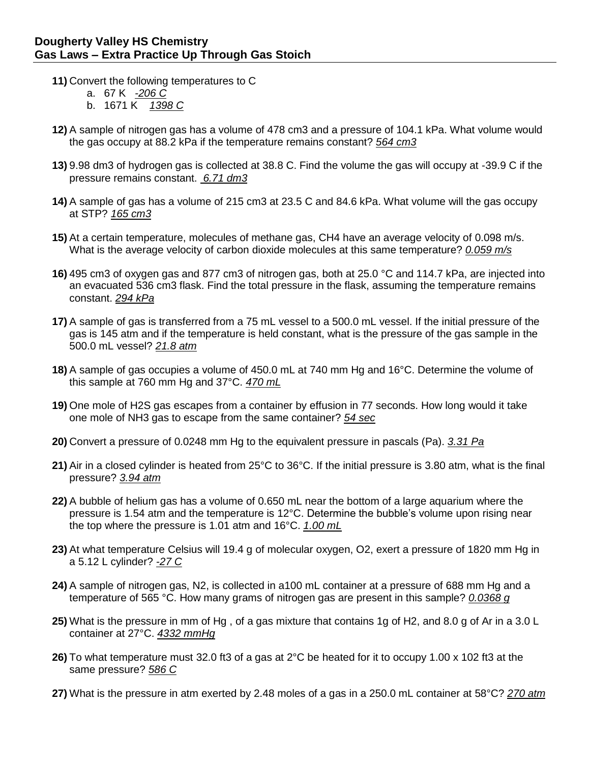**Dougherty Valley HS Chemistry**
**Gas Laws – Extra Practice Up Through Gas Stoich**

**11)** Convert the following temperatures to C

a. 67 K *-206 C*

b. 1671 K *1398 C*

**12)** A sample of nitrogen gas has a volume of 478 cm3 and a pressure of 104.1 kPa. What volume would the gas occupy at 88.2 kPa if the temperature remains constant? *564 cm3*

**13)** 9.98 dm3 of hydrogen gas is collected at 38.8 C. Find the volume the gas will occupy at -39.9 C if the pressure remains constant. *6.71 dm3*

**14)** A sample of gas has a volume of 215 cm3 at 23.5 C and 84.6 kPa. What volume will the gas occupy at STP? *165 cm3*

**15)** At a certain temperature, molecules of methane gas, $CH_4$ have an average velocity of 0.098 m/s. What is the average velocity of carbon dioxide molecules at this same temperature? *0.059 m/s*

**16)** 495 cm3 of oxygen gas and 877 cm3 of nitrogen gas, both at 25.0 °C and 114.7 kPa, are injected into an evacuated 536 cm3 flask. Find the total pressure in the flask, assuming the temperature remains constant. *294 kPa*

**17)** A sample of gas is transferred from a 75 mL vessel to a 500.0 mL vessel. If the initial pressure of the gas is 145 atm and if the temperature is held constant, what is the pressure of the gas sample in the 500.0 mL vessel? *21.8 atm*

**18)** A sample of gas occupies a volume of 450.0 mL at 740 mm Hg and 16°C. Determine the volume of this sample at 760 mm Hg and 37°C. *470 mL*

**19)** One mole of $H_2S$ gas escapes from a container by effusion in 77 seconds. How long would it take one mole of $NH_3$ gas to escape from the same container? *54 sec*

**20)** Convert a pressure of 0.0248 mm Hg to the equivalent pressure in pascals (Pa). *3.31 Pa*

**21)** Air in a closed cylinder is heated from 25°C to 36°C. If the initial pressure is 3.80 atm, what is the final pressure? *3.94 atm*

**22)** A bubble of helium gas has a volume of 0.650 mL near the bottom of a large aquarium where the pressure is 1.54 atm and the temperature is 12°C. Determine the bubble's volume upon rising near the top where the pressure is 1.01 atm and 16°C. *1.00 mL*

**23)** At what temperature Celsius will 19.4 g of molecular oxygen, $O_2$, exert a pressure of 1820 mm Hg in a 5.12 L cylinder? *-27 C*

**24)** A sample of nitrogen gas, $N_2$, is collected in a100 mL container at a pressure of 688 mm Hg and a temperature of 565 °C. How many grams of nitrogen gas are present in this sample? *0.0368 g*

**25)** What is the pressure in mm of Hg , of a gas mixture that contains 1g of $H_2$, and 8.0 g of Ar in a 3.0 L container at 27°C. *4332 mmHg*

**26)** To what temperature must 32.0 ft3 of a gas at 2°C be heated for it to occupy 1.00 x 102 ft3 at the same pressure? *586 C*

**27)** What is the pressure in atm exerted by 2.48 moles of a gas in a 250.0 mL container at 58°C? *270 atm*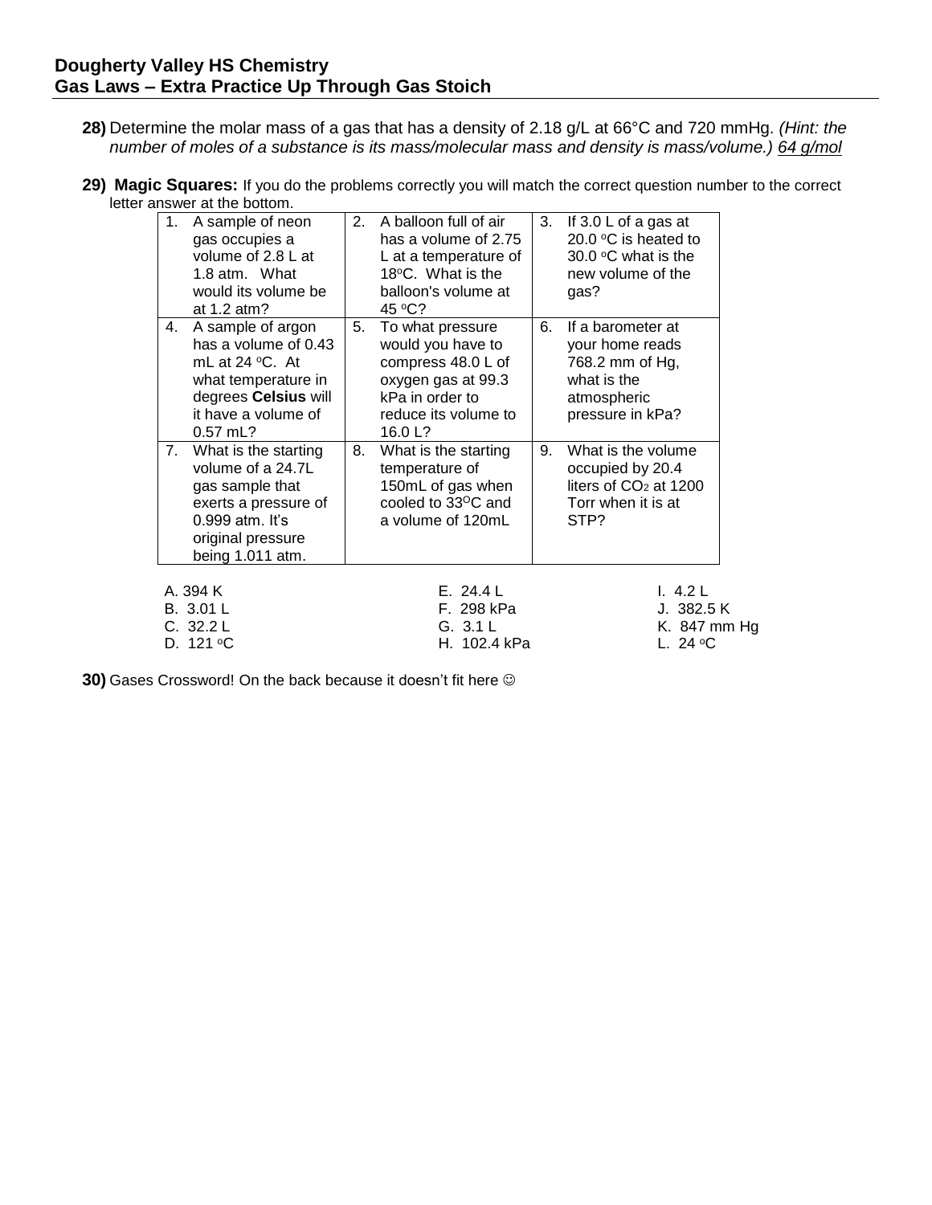## Dougherty Valley HS Chemistry
## Gas Laws – Extra Practice Up Through Gas Stoich

**28)** Determine the molar mass of a gas that has a density of 2.18 g/L at 66°C and 720 mmHg. *(Hint: the number of moles of a substance is its mass/molecular mass and density is mass/volume.)* *64 g/mol*

**29)** **Magic Squares:** If you do the problems correctly you will match the correct question number to the correct letter answer at the bottom.

| | | |
|---|---|---|
| 1. A sample of neon gas occupies a volume of 2.8 L at 1.8 atm. What would its volume be at 1.2 atm? | 2. A balloon full of air has a volume of 2.75 L at a temperature of 18°C. What is the balloon's volume at 45 °C? | 3. If 3.0 L of a gas at 20.0 °C is heated to 30.0 °C what is the new volume of the gas? |
| 4. A sample of argon has a volume of 0.43 mL at 24 °C. At what temperature in degrees **Celsius** will it have a volume of 0.57 mL? | 5. To what pressure would you have to compress 48.0 L of oxygen gas at 99.3 kPa in order to reduce its volume to 16.0 L? | 6. If a barometer at your home reads 768.2 mm of Hg, what is the atmospheric pressure in kPa? |
| 7. What is the starting volume of a 24.7L gas sample that exerts a pressure of 0.999 atm. It's original pressure being 1.011 atm. | 8. What is the starting temperature of 150mL of gas when cooled to 33°C and a volume of 120mL | 9. What is the volume occupied by 20.4 liters of $CO_2$ at 1200 Torr when it is at STP? |

A. 394 K
B. 3.01 L
C. 32.2 L
D. 121 °C
E. 24.4 L
F. 298 kPa
G. 3.1 L
H. 102.4 kPa
I. 4.2 L
J. 382.5 K
K. 847 mm Hg
L. 24 °C

**30)** Gases Crossword! On the back because it doesn't fit here ☺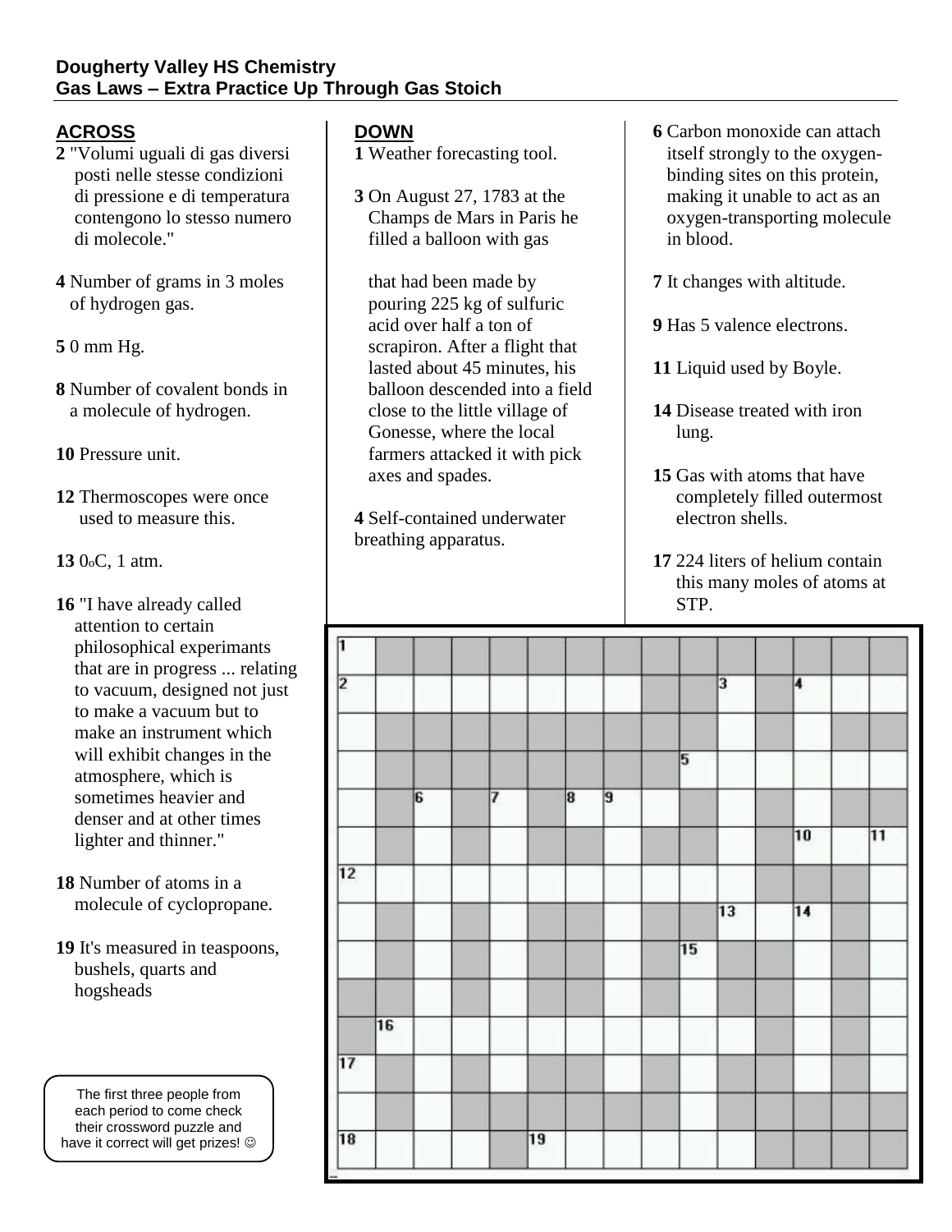**Dougherty Valley HS Chemistry**
**Gas Laws – Extra Practice Up Through Gas Stoich**

## ACROSS

**2** "Volumi uguali di gas diversi posti nelle stesse condizioni di pressione e di temperatura contengono lo stesso numero di molecole."

**4** Number of grams in 3 moles of hydrogen gas.

**5** 0 mm Hg.

**8** Number of covalent bonds in a molecule of hydrogen.

**10** Pressure unit.

**12** Thermoscopes were once used to measure this.

**13** $0^{o}C$, 1 atm.

**16** "I have already called attention to certain philosophical experimants that are in progress ... relating to vacuum, designed not just to make a vacuum but to make an instrument which will exhibit changes in the atmosphere, which is sometimes heavier and denser and at other times lighter and thinner."

**18** Number of atoms in a molecule of cyclopropane.

**19** It's measured in teaspoons, bushels, quarts and hogsheads

## DOWN

**1** Weather forecasting tool.

**3** On August 27, 1783 at the Champs de Mars in Paris he filled a balloon with gas

that had been made by pouring 225 kg of sulfuric acid over half a ton of scrapiron. After a flight that lasted about 45 minutes, his balloon descended into a field close to the little village of Gonesse, where the local farmers attacked it with pick axes and spades.

**4** Self-contained underwater breathing apparatus.

**6** Carbon monoxide can attach itself strongly to the oxygen-binding sites on this protein, making it unable to act as an oxygen-transporting molecule in blood.

**7** It changes with altitude.

**9** Has 5 valence electrons.

**11** Liquid used by Boyle.

**14** Disease treated with iron lung.

**15** Gas with atoms that have completely filled outermost electron shells.

**17** 224 liters of helium contain this many moles of atoms at STP.

The first three people from each period to come check their crossword puzzle and have it correct will get prizes! ☺